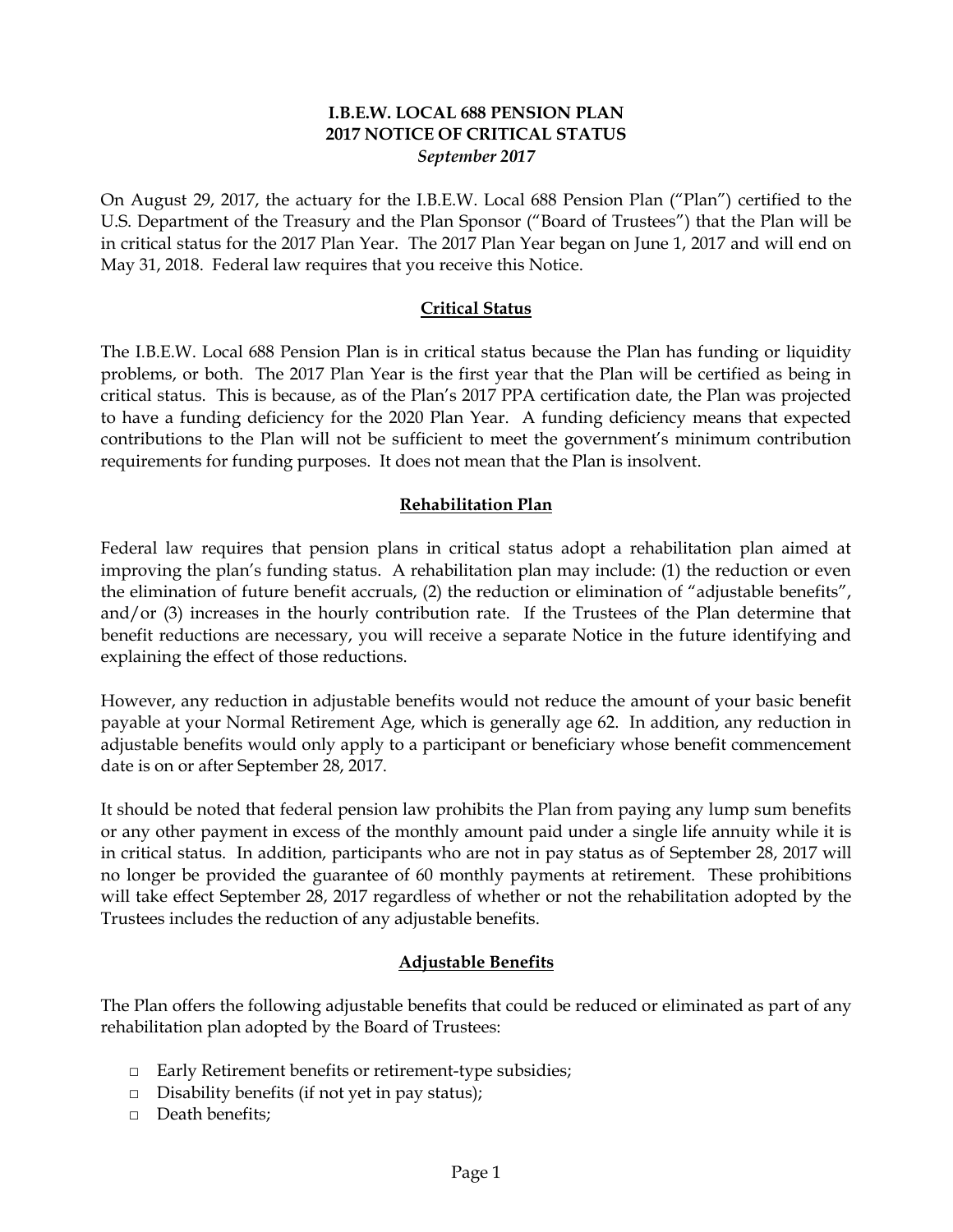# I.B.E.W. LOCAL 688 PENSION PLAN
# 2017 NOTICE OF CRITICAL STATUS
*September 2017*

On August 29, 2017, the actuary for the I.B.E.W. Local 688 Pension Plan ("Plan") certified to the U.S. Department of the Treasury and the Plan Sponsor ("Board of Trustees") that the Plan will be in critical status for the 2017 Plan Year. The 2017 Plan Year began on June 1, 2017 and will end on May 31, 2018. Federal law requires that you receive this Notice.

## Critical Status

The I.B.E.W. Local 688 Pension Plan is in critical status because the Plan has funding or liquidity problems, or both. The 2017 Plan Year is the first year that the Plan will be certified as being in critical status. This is because, as of the Plan's 2017 PPA certification date, the Plan was projected to have a funding deficiency for the 2020 Plan Year. A funding deficiency means that expected contributions to the Plan will not be sufficient to meet the government's minimum contribution requirements for funding purposes. It does not mean that the Plan is insolvent.

## Rehabilitation Plan

Federal law requires that pension plans in critical status adopt a rehabilitation plan aimed at improving the plan's funding status. A rehabilitation plan may include: (1) the reduction or even the elimination of future benefit accruals, (2) the reduction or elimination of "adjustable benefits", and/or (3) increases in the hourly contribution rate. If the Trustees of the Plan determine that benefit reductions are necessary, you will receive a separate Notice in the future identifying and explaining the effect of those reductions.

However, any reduction in adjustable benefits would not reduce the amount of your basic benefit payable at your Normal Retirement Age, which is generally age 62. In addition, any reduction in adjustable benefits would only apply to a participant or beneficiary whose benefit commencement date is on or after September 28, 2017.

It should be noted that federal pension law prohibits the Plan from paying any lump sum benefits or any other payment in excess of the monthly amount paid under a single life annuity while it is in critical status. In addition, participants who are not in pay status as of September 28, 2017 will no longer be provided the guarantee of 60 monthly payments at retirement. These prohibitions will take effect September 28, 2017 regardless of whether or not the rehabilitation adopted by the Trustees includes the reduction of any adjustable benefits.

## Adjustable Benefits

The Plan offers the following adjustable benefits that could be reduced or eliminated as part of any rehabilitation plan adopted by the Board of Trustees:

- □ Early Retirement benefits or retirement-type subsidies;
- □ Disability benefits (if not yet in pay status);
- □ Death benefits;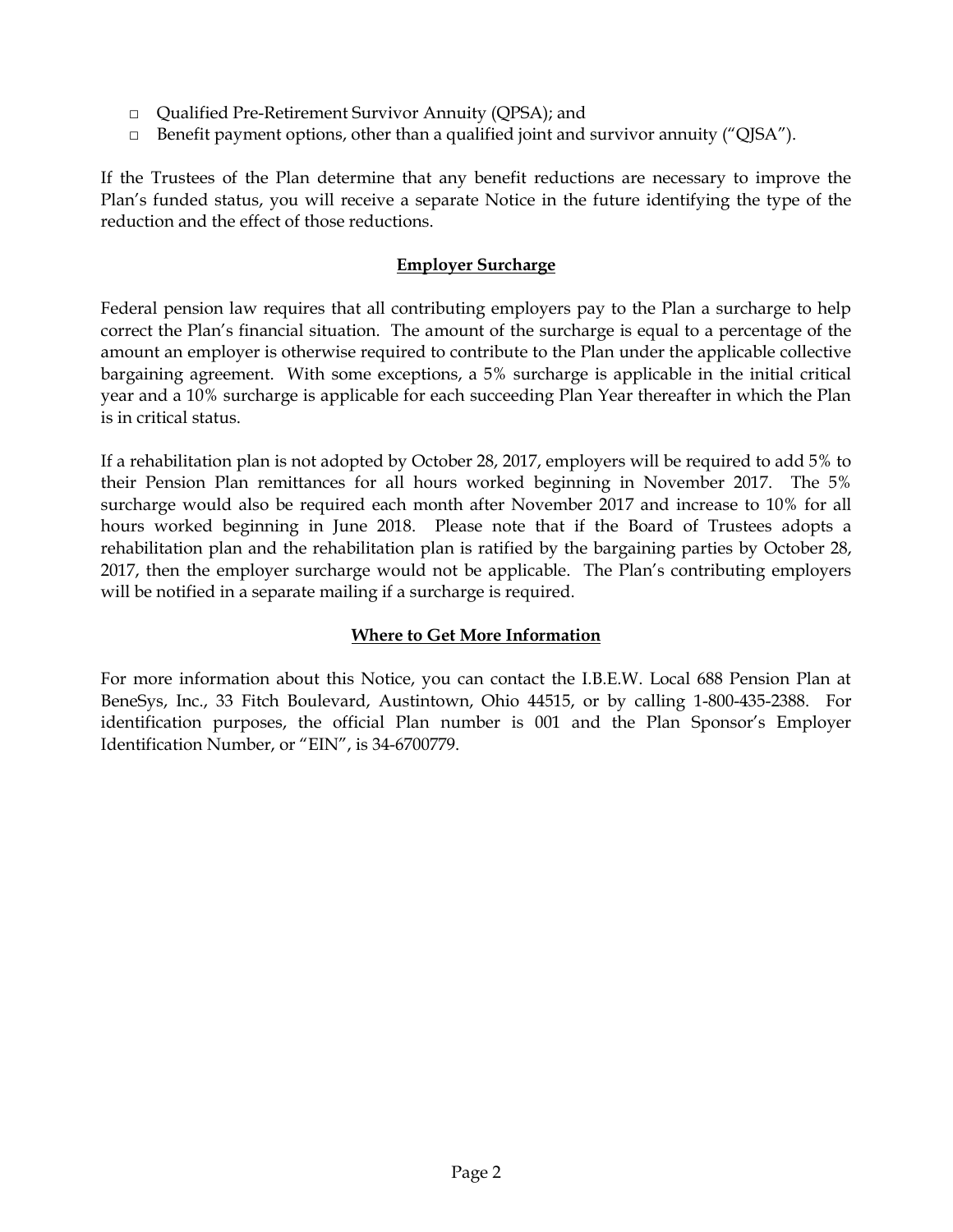- □ Qualified Pre-Retirement Survivor Annuity (QPSA); and
- □ Benefit payment options, other than a qualified joint and survivor annuity ("QJSA").

If the Trustees of the Plan determine that any benefit reductions are necessary to improve the Plan's funded status, you will receive a separate Notice in the future identifying the type of the reduction and the effect of those reductions.

## Employer Surcharge

Federal pension law requires that all contributing employers pay to the Plan a surcharge to help correct the Plan's financial situation. The amount of the surcharge is equal to a percentage of the amount an employer is otherwise required to contribute to the Plan under the applicable collective bargaining agreement. With some exceptions, a 5% surcharge is applicable in the initial critical year and a 10% surcharge is applicable for each succeeding Plan Year thereafter in which the Plan is in critical status.

If a rehabilitation plan is not adopted by October 28, 2017, employers will be required to add 5% to their Pension Plan remittances for all hours worked beginning in November 2017. The 5% surcharge would also be required each month after November 2017 and increase to 10% for all hours worked beginning in June 2018. Please note that if the Board of Trustees adopts a rehabilitation plan and the rehabilitation plan is ratified by the bargaining parties by October 28, 2017, then the employer surcharge would not be applicable. The Plan's contributing employers will be notified in a separate mailing if a surcharge is required.

## Where to Get More Information

For more information about this Notice, you can contact the I.B.E.W. Local 688 Pension Plan at BeneSys, Inc., 33 Fitch Boulevard, Austintown, Ohio 44515, or by calling 1-800-435-2388. For identification purposes, the official Plan number is 001 and the Plan Sponsor's Employer Identification Number, or "EIN", is 34-6700779.